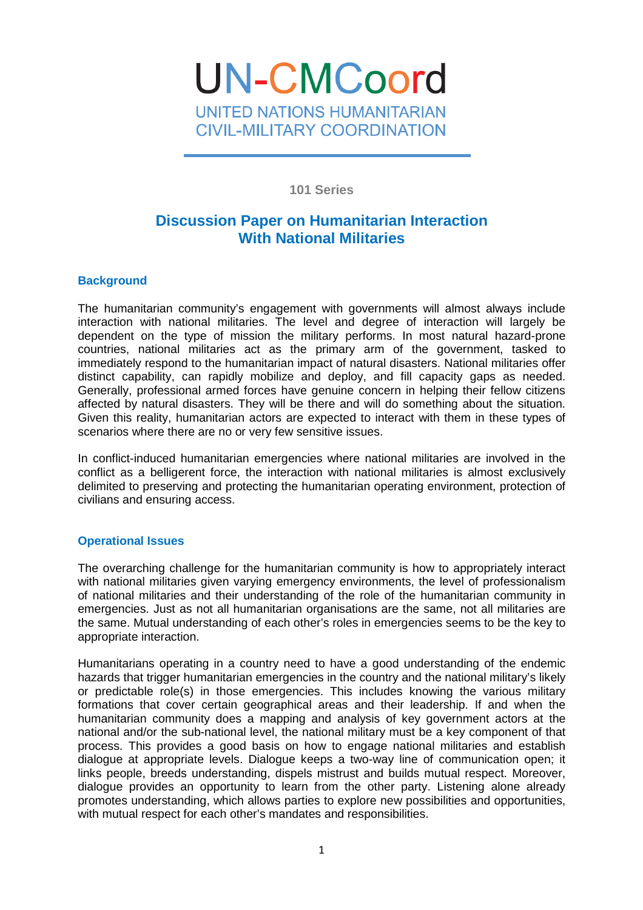# UN-CMCoord

UNITED NATIONS HUMANITARIAN CIVIL-MILITARY COORDINATION

101 Series

## Discussion Paper on Humanitarian Interaction With National Militaries

### Background

The humanitarian community's engagement with governments will almost always include interaction with national militaries. The level and degree of interaction will largely be dependent on the type of mission the military performs. In most natural hazard-prone countries, national militaries act as the primary arm of the government, tasked to immediately respond to the humanitarian impact of natural disasters. National militaries offer distinct capability, can rapidly mobilize and deploy, and fill capacity gaps as needed. Generally, professional armed forces have genuine concern in helping their fellow citizens affected by natural disasters. They will be there and will do something about the situation. Given this reality, humanitarian actors are expected to interact with them in these types of scenarios where there are no or very few sensitive issues.

In conflict-induced humanitarian emergencies where national militaries are involved in the conflict as a belligerent force, the interaction with national militaries is almost exclusively delimited to preserving and protecting the humanitarian operating environment, protection of civilians and ensuring access.

### Operational Issues

The overarching challenge for the humanitarian community is how to appropriately interact with national militaries given varying emergency environments, the level of professionalism of national militaries and their understanding of the role of the humanitarian community in emergencies. Just as not all humanitarian organisations are the same, not all militaries are the same. Mutual understanding of each other's roles in emergencies seems to be the key to appropriate interaction.

Humanitarians operating in a country need to have a good understanding of the endemic hazards that trigger humanitarian emergencies in the country and the national military's likely or predictable role(s) in those emergencies. This includes knowing the various military formations that cover certain geographical areas and their leadership. If and when the humanitarian community does a mapping and analysis of key government actors at the national and/or the sub-national level, the national military must be a key component of that process. This provides a good basis on how to engage national militaries and establish dialogue at appropriate levels. Dialogue keeps a two-way line of communication open; it links people, breeds understanding, dispels mistrust and builds mutual respect. Moreover, dialogue provides an opportunity to learn from the other party. Listening alone already promotes understanding, which allows parties to explore new possibilities and opportunities, with mutual respect for each other's mandates and responsibilities.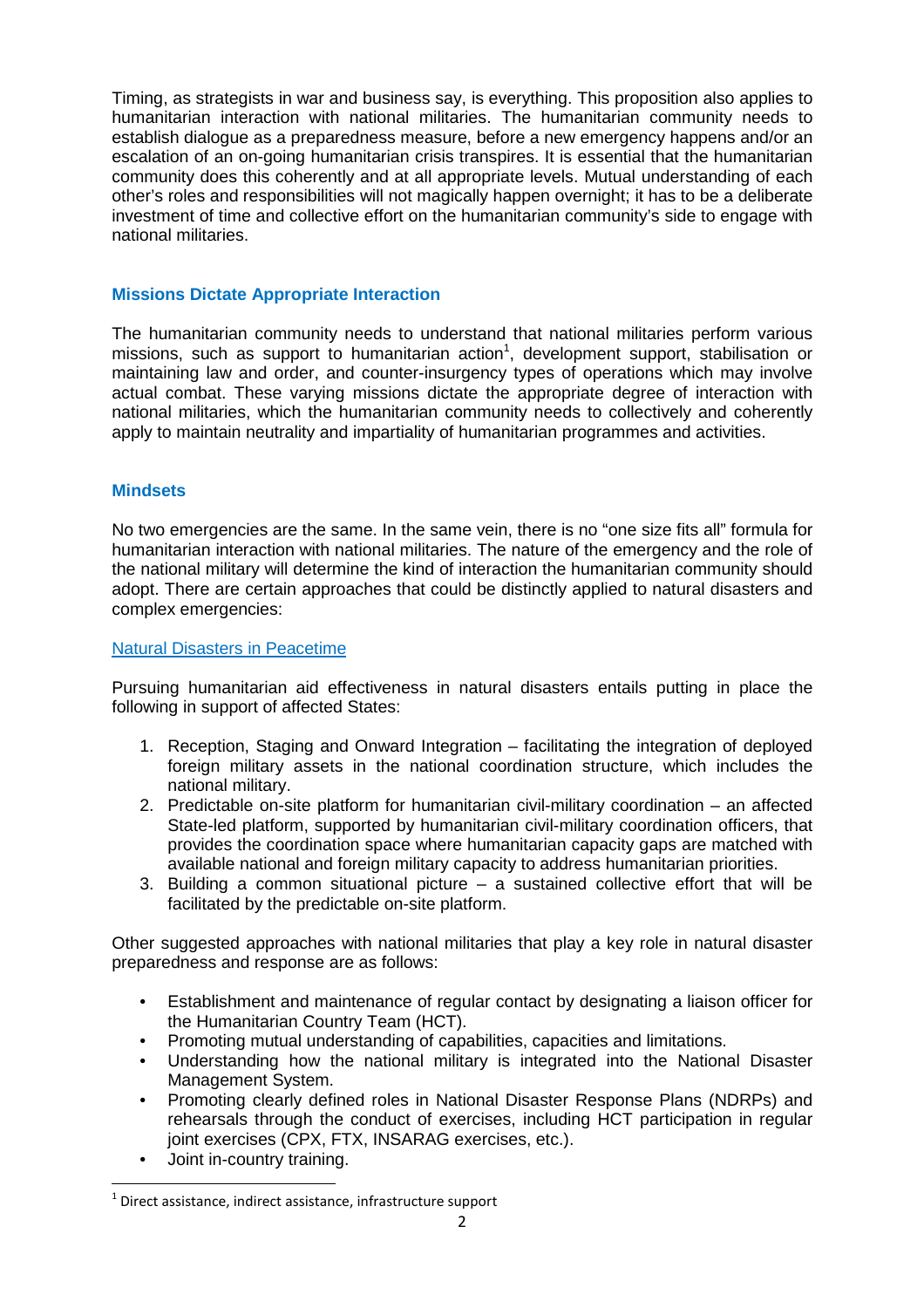Timing, as strategists in war and business say, is everything. This proposition also applies to humanitarian interaction with national militaries. The humanitarian community needs to establish dialogue as a preparedness measure, before a new emergency happens and/or an escalation of an on-going humanitarian crisis transpires. It is essential that the humanitarian community does this coherently and at all appropriate levels. Mutual understanding of each other's roles and responsibilities will not magically happen overnight; it has to be a deliberate investment of time and collective effort on the humanitarian community's side to engage with national militaries.

## Missions Dictate Appropriate Interaction

The humanitarian community needs to understand that national militaries perform various missions, such as support to humanitarian action[1], development support, stabilisation or maintaining law and order, and counter-insurgency types of operations which may involve actual combat. These varying missions dictate the appropriate degree of interaction with national militaries, which the humanitarian community needs to collectively and coherently apply to maintain neutrality and impartiality of humanitarian programmes and activities.

## Mindsets

No two emergencies are the same. In the same vein, there is no "one size fits all" formula for humanitarian interaction with national militaries. The nature of the emergency and the role of the national military will determine the kind of interaction the humanitarian community should adopt. There are certain approaches that could be distinctly applied to natural disasters and complex emergencies:

### Natural Disasters in Peacetime

Pursuing humanitarian aid effectiveness in natural disasters entails putting in place the following in support of affected States:

1. Reception, Staging and Onward Integration – facilitating the integration of deployed foreign military assets in the national coordination structure, which includes the national military.
2. Predictable on-site platform for humanitarian civil-military coordination – an affected State-led platform, supported by humanitarian civil-military coordination officers, that provides the coordination space where humanitarian capacity gaps are matched with available national and foreign military capacity to address humanitarian priorities.
3. Building a common situational picture – a sustained collective effort that will be facilitated by the predictable on-site platform.

Other suggested approaches with national militaries that play a key role in natural disaster preparedness and response are as follows:

- Establishment and maintenance of regular contact by designating a liaison officer for the Humanitarian Country Team (HCT).
- Promoting mutual understanding of capabilities, capacities and limitations.
- Understanding how the national military is integrated into the National Disaster Management System.
- Promoting clearly defined roles in National Disaster Response Plans (NDRPs) and rehearsals through the conduct of exercises, including HCT participation in regular joint exercises (CPX, FTX, INSARAG exercises, etc.).
- Joint in-country training.

[1] Direct assistance, indirect assistance, infrastructure support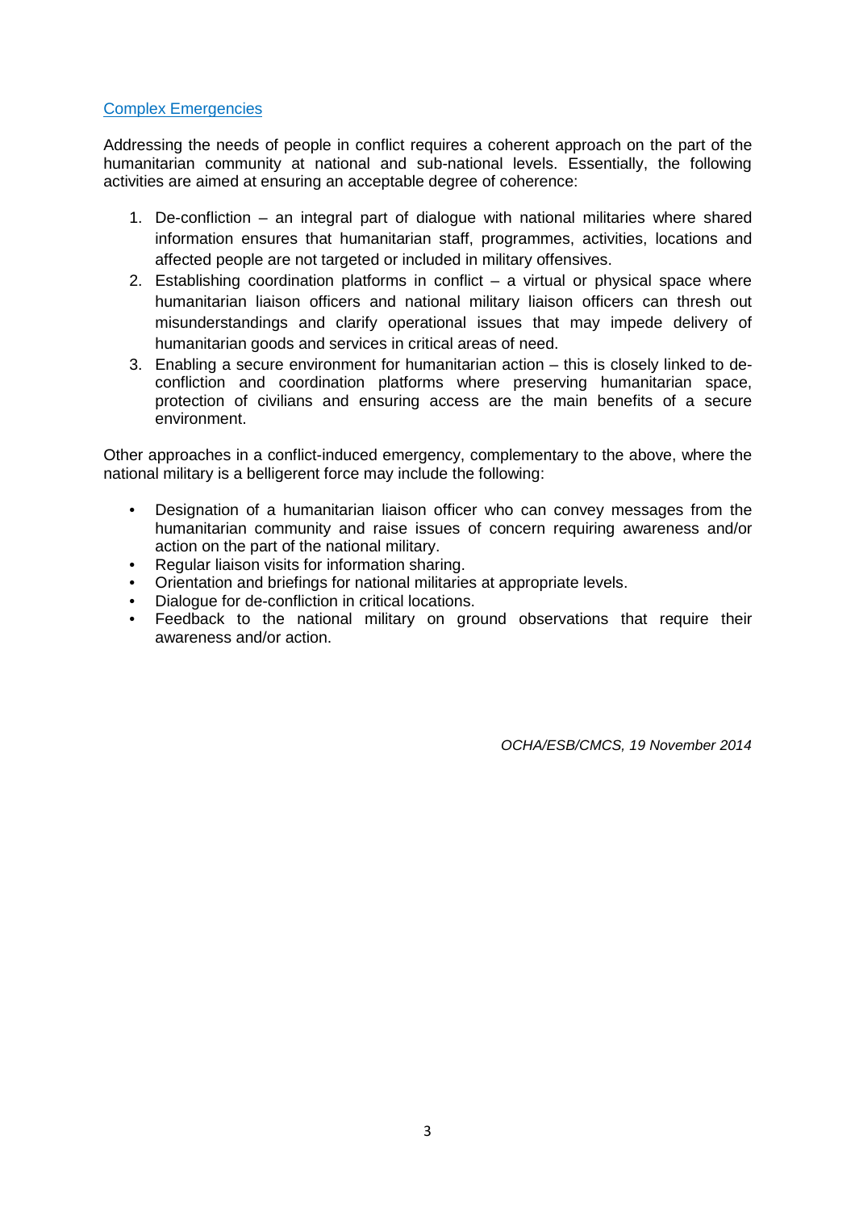## Complex Emergencies

Addressing the needs of people in conflict requires a coherent approach on the part of the humanitarian community at national and sub-national levels. Essentially, the following activities are aimed at ensuring an acceptable degree of coherence:

1. De-confliction – an integral part of dialogue with national militaries where shared information ensures that humanitarian staff, programmes, activities, locations and affected people are not targeted or included in military offensives.
2. Establishing coordination platforms in conflict – a virtual or physical space where humanitarian liaison officers and national military liaison officers can thresh out misunderstandings and clarify operational issues that may impede delivery of humanitarian goods and services in critical areas of need.
3. Enabling a secure environment for humanitarian action – this is closely linked to de-confliction and coordination platforms where preserving humanitarian space, protection of civilians and ensuring access are the main benefits of a secure environment.

Other approaches in a conflict-induced emergency, complementary to the above, where the national military is a belligerent force may include the following:

- Designation of a humanitarian liaison officer who can convey messages from the humanitarian community and raise issues of concern requiring awareness and/or action on the part of the national military.
- Regular liaison visits for information sharing.
- Orientation and briefings for national militaries at appropriate levels.
- Dialogue for de-confliction in critical locations.
- Feedback to the national military on ground observations that require their awareness and/or action.

*OCHA/ESB/CMCS, 19 November 2014*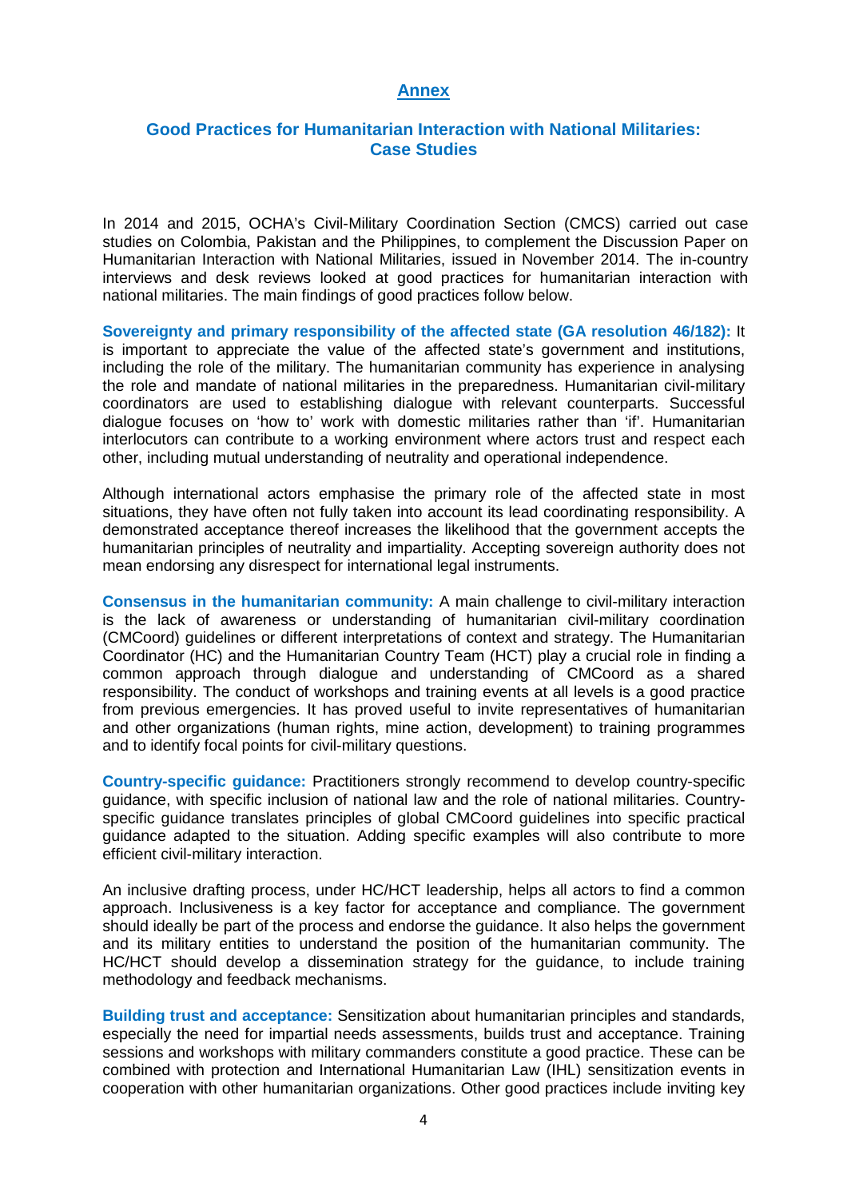## Annex

### Good Practices for Humanitarian Interaction with National Militaries: Case Studies

In 2014 and 2015, OCHA's Civil-Military Coordination Section (CMCS) carried out case studies on Colombia, Pakistan and the Philippines, to complement the Discussion Paper on Humanitarian Interaction with National Militaries, issued in November 2014. The in-country interviews and desk reviews looked at good practices for humanitarian interaction with national militaries. The main findings of good practices follow below.

**Sovereignty and primary responsibility of the affected state (GA resolution 46/182):** It is important to appreciate the value of the affected state's government and institutions, including the role of the military. The humanitarian community has experience in analysing the role and mandate of national militaries in the preparedness. Humanitarian civil-military coordinators are used to establishing dialogue with relevant counterparts. Successful dialogue focuses on 'how to' work with domestic militaries rather than 'if'. Humanitarian interlocutors can contribute to a working environment where actors trust and respect each other, including mutual understanding of neutrality and operational independence.

Although international actors emphasise the primary role of the affected state in most situations, they have often not fully taken into account its lead coordinating responsibility. A demonstrated acceptance thereof increases the likelihood that the government accepts the humanitarian principles of neutrality and impartiality. Accepting sovereign authority does not mean endorsing any disrespect for international legal instruments.

**Consensus in the humanitarian community:** A main challenge to civil-military interaction is the lack of awareness or understanding of humanitarian civil-military coordination (CMCoord) guidelines or different interpretations of context and strategy. The Humanitarian Coordinator (HC) and the Humanitarian Country Team (HCT) play a crucial role in finding a common approach through dialogue and understanding of CMCoord as a shared responsibility. The conduct of workshops and training events at all levels is a good practice from previous emergencies. It has proved useful to invite representatives of humanitarian and other organizations (human rights, mine action, development) to training programmes and to identify focal points for civil-military questions.

**Country-specific guidance:** Practitioners strongly recommend to develop country-specific guidance, with specific inclusion of national law and the role of national militaries. Country-specific guidance translates principles of global CMCoord guidelines into specific practical guidance adapted to the situation. Adding specific examples will also contribute to more efficient civil-military interaction.

An inclusive drafting process, under HC/HCT leadership, helps all actors to find a common approach. Inclusiveness is a key factor for acceptance and compliance. The government should ideally be part of the process and endorse the guidance. It also helps the government and its military entities to understand the position of the humanitarian community. The HC/HCT should develop a dissemination strategy for the guidance, to include training methodology and feedback mechanisms.

**Building trust and acceptance:** Sensitization about humanitarian principles and standards, especially the need for impartial needs assessments, builds trust and acceptance. Training sessions and workshops with military commanders constitute a good practice. These can be combined with protection and International Humanitarian Law (IHL) sensitization events in cooperation with other humanitarian organizations. Other good practices include inviting key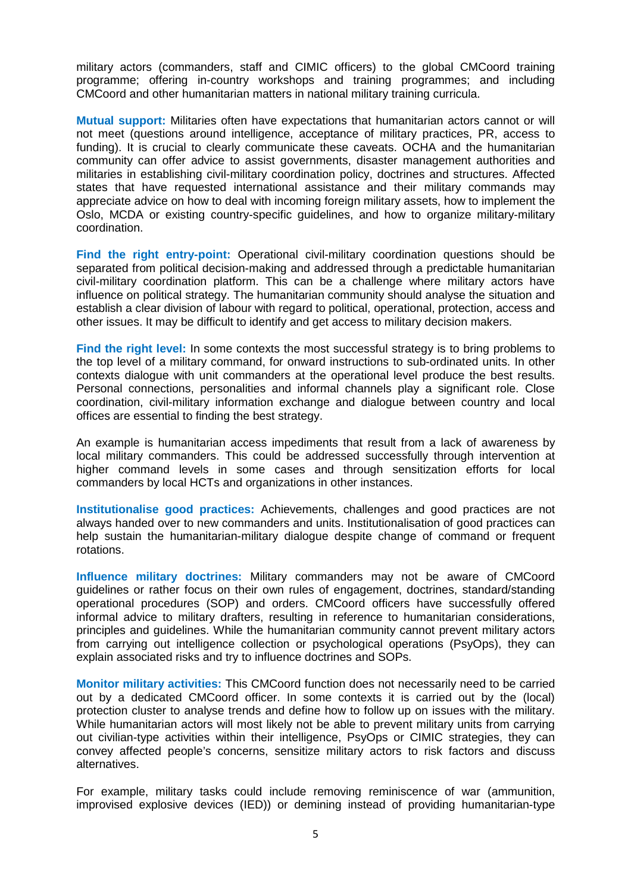military actors (commanders, staff and CIMIC officers) to the global CMCoord training programme; offering in-country workshops and training programmes; and including CMCoord and other humanitarian matters in national military training curricula.

**Mutual support:** Militaries often have expectations that humanitarian actors cannot or will not meet (questions around intelligence, acceptance of military practices, PR, access to funding). It is crucial to clearly communicate these caveats. OCHA and the humanitarian community can offer advice to assist governments, disaster management authorities and militaries in establishing civil-military coordination policy, doctrines and structures. Affected states that have requested international assistance and their military commands may appreciate advice on how to deal with incoming foreign military assets, how to implement the Oslo, MCDA or existing country-specific guidelines, and how to organize military-military coordination.

**Find the right entry-point:** Operational civil-military coordination questions should be separated from political decision-making and addressed through a predictable humanitarian civil-military coordination platform. This can be a challenge where military actors have influence on political strategy. The humanitarian community should analyse the situation and establish a clear division of labour with regard to political, operational, protection, access and other issues. It may be difficult to identify and get access to military decision makers.

**Find the right level:** In some contexts the most successful strategy is to bring problems to the top level of a military command, for onward instructions to sub-ordinated units. In other contexts dialogue with unit commanders at the operational level produce the best results. Personal connections, personalities and informal channels play a significant role. Close coordination, civil-military information exchange and dialogue between country and local offices are essential to finding the best strategy.

An example is humanitarian access impediments that result from a lack of awareness by local military commanders. This could be addressed successfully through intervention at higher command levels in some cases and through sensitization efforts for local commanders by local HCTs and organizations in other instances.

**Institutionalise good practices:** Achievements, challenges and good practices are not always handed over to new commanders and units. Institutionalisation of good practices can help sustain the humanitarian-military dialogue despite change of command or frequent rotations.

**Influence military doctrines:** Military commanders may not be aware of CMCoord guidelines or rather focus on their own rules of engagement, doctrines, standard/standing operational procedures (SOP) and orders. CMCoord officers have successfully offered informal advice to military drafters, resulting in reference to humanitarian considerations, principles and guidelines. While the humanitarian community cannot prevent military actors from carrying out intelligence collection or psychological operations (PsyOps), they can explain associated risks and try to influence doctrines and SOPs.

**Monitor military activities:** This CMCoord function does not necessarily need to be carried out by a dedicated CMCoord officer. In some contexts it is carried out by the (local) protection cluster to analyse trends and define how to follow up on issues with the military. While humanitarian actors will most likely not be able to prevent military units from carrying out civilian-type activities within their intelligence, PsyOps or CIMIC strategies, they can convey affected people's concerns, sensitize military actors to risk factors and discuss alternatives.

For example, military tasks could include removing reminiscence of war (ammunition, improvised explosive devices (IED)) or demining instead of providing humanitarian-type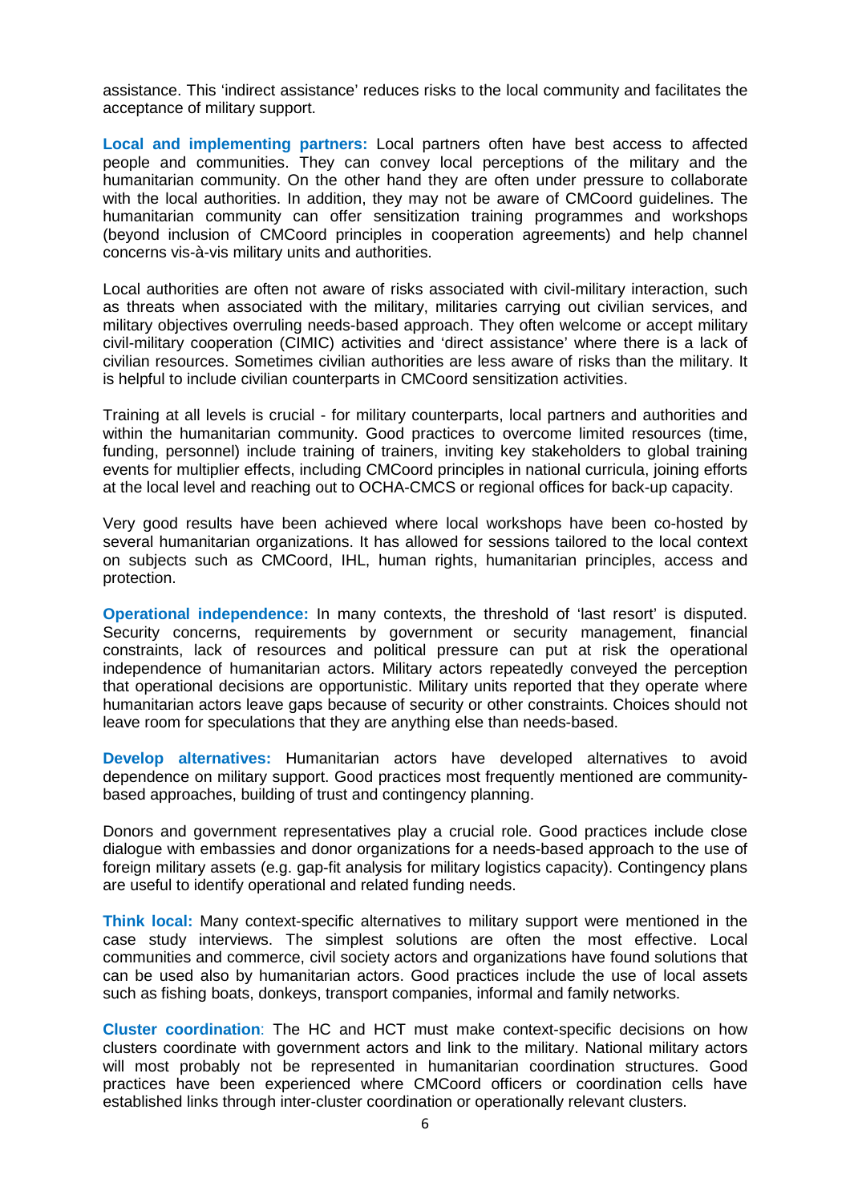assistance. This 'indirect assistance' reduces risks to the local community and facilitates the acceptance of military support.

**Local and implementing partners:** Local partners often have best access to affected people and communities. They can convey local perceptions of the military and the humanitarian community. On the other hand they are often under pressure to collaborate with the local authorities. In addition, they may not be aware of CMCoord guidelines. The humanitarian community can offer sensitization training programmes and workshops (beyond inclusion of CMCoord principles in cooperation agreements) and help channel concerns vis-à-vis military units and authorities.

Local authorities are often not aware of risks associated with civil-military interaction, such as threats when associated with the military, militaries carrying out civilian services, and military objectives overruling needs-based approach. They often welcome or accept military civil-military cooperation (CIMIC) activities and 'direct assistance' where there is a lack of civilian resources. Sometimes civilian authorities are less aware of risks than the military. It is helpful to include civilian counterparts in CMCoord sensitization activities.

Training at all levels is crucial - for military counterparts, local partners and authorities and within the humanitarian community. Good practices to overcome limited resources (time, funding, personnel) include training of trainers, inviting key stakeholders to global training events for multiplier effects, including CMCoord principles in national curricula, joining efforts at the local level and reaching out to OCHA-CMCS or regional offices for back-up capacity.

Very good results have been achieved where local workshops have been co-hosted by several humanitarian organizations. It has allowed for sessions tailored to the local context on subjects such as CMCoord, IHL, human rights, humanitarian principles, access and protection.

**Operational independence:** In many contexts, the threshold of 'last resort' is disputed. Security concerns, requirements by government or security management, financial constraints, lack of resources and political pressure can put at risk the operational independence of humanitarian actors. Military actors repeatedly conveyed the perception that operational decisions are opportunistic. Military units reported that they operate where humanitarian actors leave gaps because of security or other constraints. Choices should not leave room for speculations that they are anything else than needs-based.

**Develop alternatives:** Humanitarian actors have developed alternatives to avoid dependence on military support. Good practices most frequently mentioned are community-based approaches, building of trust and contingency planning.

Donors and government representatives play a crucial role. Good practices include close dialogue with embassies and donor organizations for a needs-based approach to the use of foreign military assets (e.g. gap-fit analysis for military logistics capacity). Contingency plans are useful to identify operational and related funding needs.

**Think local:** Many context-specific alternatives to military support were mentioned in the case study interviews. The simplest solutions are often the most effective. Local communities and commerce, civil society actors and organizations have found solutions that can be used also by humanitarian actors. Good practices include the use of local assets such as fishing boats, donkeys, transport companies, informal and family networks.

**Cluster coordination**: The HC and HCT must make context-specific decisions on how clusters coordinate with government actors and link to the military. National military actors will most probably not be represented in humanitarian coordination structures. Good practices have been experienced where CMCoord officers or coordination cells have established links through inter-cluster coordination or operationally relevant clusters.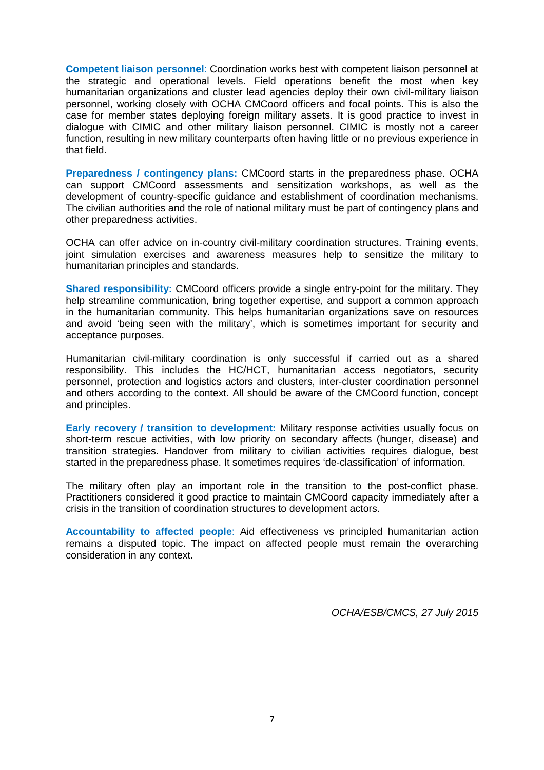**Competent liaison personnel**: Coordination works best with competent liaison personnel at the strategic and operational levels. Field operations benefit the most when key humanitarian organizations and cluster lead agencies deploy their own civil-military liaison personnel, working closely with OCHA CMCoord officers and focal points. This is also the case for member states deploying foreign military assets. It is good practice to invest in dialogue with CIMIC and other military liaison personnel. CIMIC is mostly not a career function, resulting in new military counterparts often having little or no previous experience in that field.

**Preparedness / contingency plans:** CMCoord starts in the preparedness phase. OCHA can support CMCoord assessments and sensitization workshops, as well as the development of country-specific guidance and establishment of coordination mechanisms. The civilian authorities and the role of national military must be part of contingency plans and other preparedness activities.

OCHA can offer advice on in-country civil-military coordination structures. Training events, joint simulation exercises and awareness measures help to sensitize the military to humanitarian principles and standards.

**Shared responsibility:** CMCoord officers provide a single entry-point for the military. They help streamline communication, bring together expertise, and support a common approach in the humanitarian community. This helps humanitarian organizations save on resources and avoid 'being seen with the military', which is sometimes important for security and acceptance purposes.

Humanitarian civil-military coordination is only successful if carried out as a shared responsibility. This includes the HC/HCT, humanitarian access negotiators, security personnel, protection and logistics actors and clusters, inter-cluster coordination personnel and others according to the context. All should be aware of the CMCoord function, concept and principles.

**Early recovery / transition to development:** Military response activities usually focus on short-term rescue activities, with low priority on secondary affects (hunger, disease) and transition strategies. Handover from military to civilian activities requires dialogue, best started in the preparedness phase. It sometimes requires 'de-classification' of information.

The military often play an important role in the transition to the post-conflict phase. Practitioners considered it good practice to maintain CMCoord capacity immediately after a crisis in the transition of coordination structures to development actors.

**Accountability to affected people**: Aid effectiveness vs principled humanitarian action remains a disputed topic. The impact on affected people must remain the overarching consideration in any context.

*OCHA/ESB/CMCS, 27 July 2015*